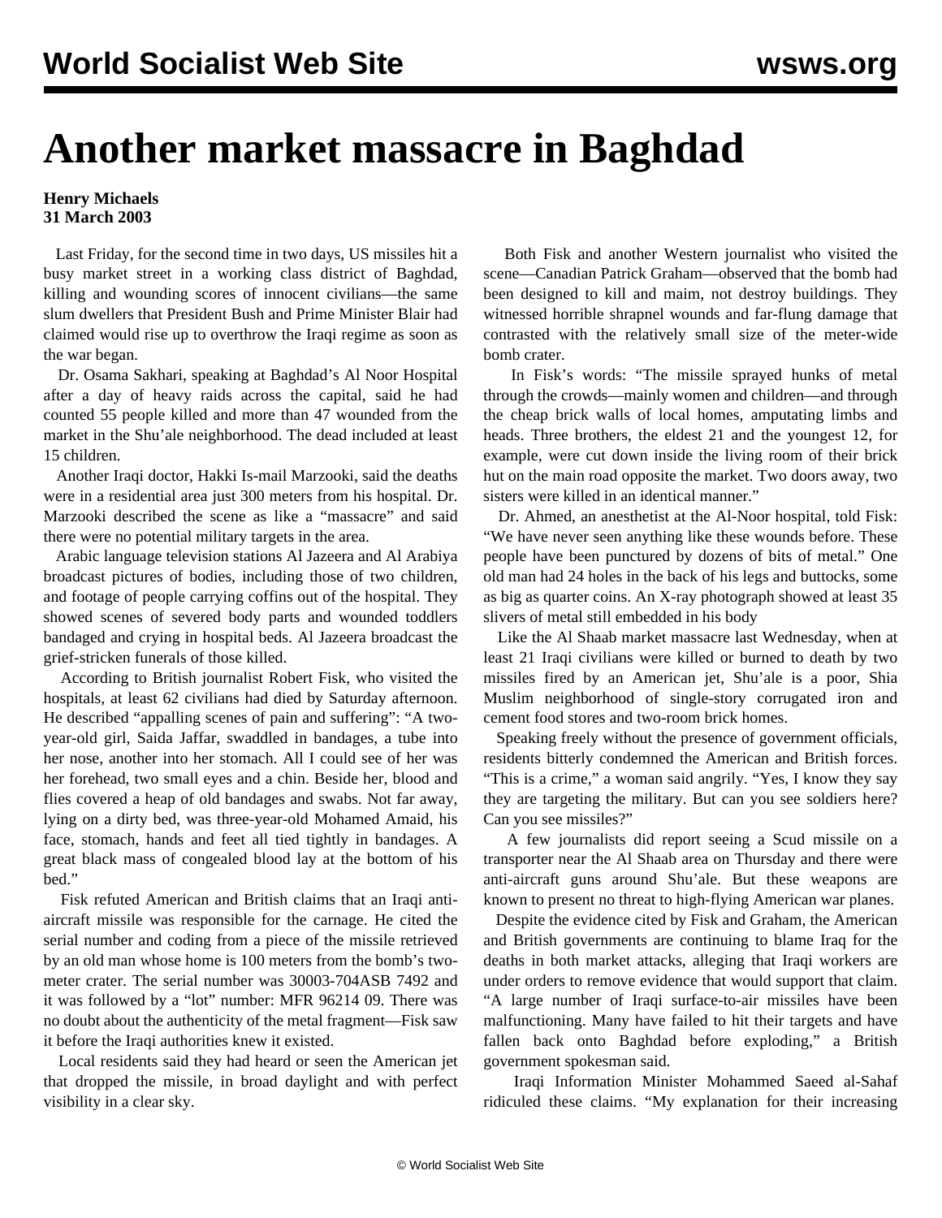# Another market massacre in Baghdad

**Henry Michaels**
**31 March 2003**

Last Friday, for the second time in two days, US missiles hit a busy market street in a working class district of Baghdad, killing and wounding scores of innocent civilians—the same slum dwellers that President Bush and Prime Minister Blair had claimed would rise up to overthrow the Iraqi regime as soon as the war began.

Dr. Osama Sakhari, speaking at Baghdad's Al Noor Hospital after a day of heavy raids across the capital, said he had counted 55 people killed and more than 47 wounded from the market in the Shu'ale neighborhood. The dead included at least 15 children.

Another Iraqi doctor, Hakki Is-mail Marzooki, said the deaths were in a residential area just 300 meters from his hospital. Dr. Marzooki described the scene as like a "massacre" and said there were no potential military targets in the area.

Arabic language television stations Al Jazeera and Al Arabiya broadcast pictures of bodies, including those of two children, and footage of people carrying coffins out of the hospital. They showed scenes of severed body parts and wounded toddlers bandaged and crying in hospital beds. Al Jazeera broadcast the grief-stricken funerals of those killed.

According to British journalist Robert Fisk, who visited the hospitals, at least 62 civilians had died by Saturday afternoon. He described "appalling scenes of pain and suffering": "A two-year-old girl, Saida Jaffar, swaddled in bandages, a tube into her nose, another into her stomach. All I could see of her was her forehead, two small eyes and a chin. Beside her, blood and flies covered a heap of old bandages and swabs. Not far away, lying on a dirty bed, was three-year-old Mohamed Amaid, his face, stomach, hands and feet all tied tightly in bandages. A great black mass of congealed blood lay at the bottom of his bed."

Fisk refuted American and British claims that an Iraqi anti-aircraft missile was responsible for the carnage. He cited the serial number and coding from a piece of the missile retrieved by an old man whose home is 100 meters from the bomb's two-meter crater. The serial number was 30003-704ASB 7492 and it was followed by a "lot" number: MFR 96214 09. There was no doubt about the authenticity of the metal fragment—Fisk saw it before the Iraqi authorities knew it existed.

Local residents said they had heard or seen the American jet that dropped the missile, in broad daylight and with perfect visibility in a clear sky.

Both Fisk and another Western journalist who visited the scene—Canadian Patrick Graham—observed that the bomb had been designed to kill and maim, not destroy buildings. They witnessed horrible shrapnel wounds and far-flung damage that contrasted with the relatively small size of the meter-wide bomb crater.

In Fisk's words: "The missile sprayed hunks of metal through the crowds—mainly women and children—and through the cheap brick walls of local homes, amputating limbs and heads. Three brothers, the eldest 21 and the youngest 12, for example, were cut down inside the living room of their brick hut on the main road opposite the market. Two doors away, two sisters were killed in an identical manner."

Dr. Ahmed, an anesthetist at the Al-Noor hospital, told Fisk: "We have never seen anything like these wounds before. These people have been punctured by dozens of bits of metal." One old man had 24 holes in the back of his legs and buttocks, some as big as quarter coins. An X-ray photograph showed at least 35 slivers of metal still embedded in his body

Like the Al Shaab market massacre last Wednesday, when at least 21 Iraqi civilians were killed or burned to death by two missiles fired by an American jet, Shu'ale is a poor, Shia Muslim neighborhood of single-story corrugated iron and cement food stores and two-room brick homes.

Speaking freely without the presence of government officials, residents bitterly condemned the American and British forces. "This is a crime," a woman said angrily. "Yes, I know they say they are targeting the military. But can you see soldiers here? Can you see missiles?"

A few journalists did report seeing a Scud missile on a transporter near the Al Shaab area on Thursday and there were anti-aircraft guns around Shu'ale. But these weapons are known to present no threat to high-flying American war planes.

Despite the evidence cited by Fisk and Graham, the American and British governments are continuing to blame Iraq for the deaths in both market attacks, alleging that Iraqi workers are under orders to remove evidence that would support that claim. "A large number of Iraqi surface-to-air missiles have been malfunctioning. Many have failed to hit their targets and have fallen back onto Baghdad before exploding," a British government spokesman said.

Iraqi Information Minister Mohammed Saeed al-Sahaf ridiculed these claims. "My explanation for their increasing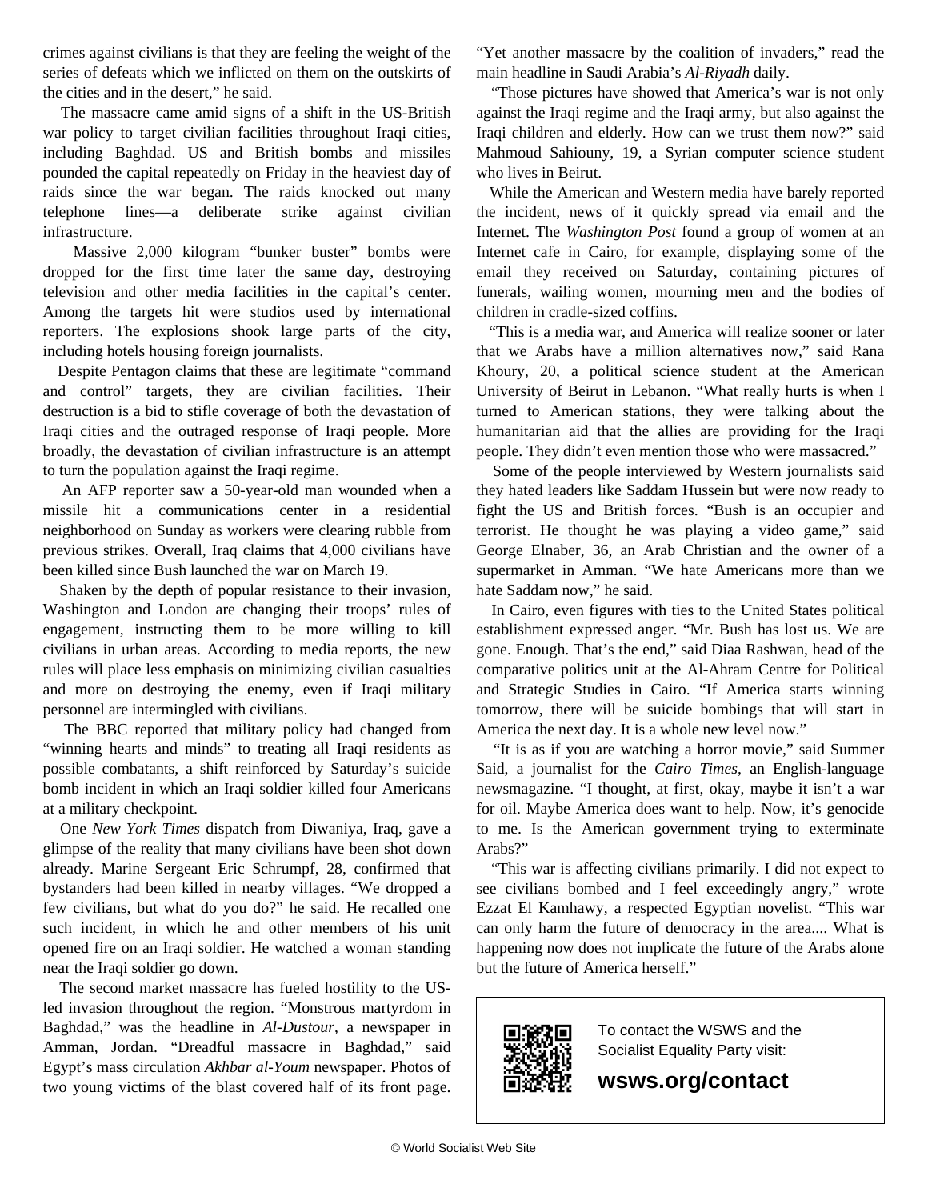crimes against civilians is that they are feeling the weight of the series of defeats which we inflicted on them on the outskirts of the cities and in the desert," he said.

The massacre came amid signs of a shift in the US-British war policy to target civilian facilities throughout Iraqi cities, including Baghdad. US and British bombs and missiles pounded the capital repeatedly on Friday in the heaviest day of raids since the war began. The raids knocked out many telephone lines—a deliberate strike against civilian infrastructure.

Massive 2,000 kilogram "bunker buster" bombs were dropped for the first time later the same day, destroying television and other media facilities in the capital's center. Among the targets hit were studios used by international reporters. The explosions shook large parts of the city, including hotels housing foreign journalists.

Despite Pentagon claims that these are legitimate "command and control" targets, they are civilian facilities. Their destruction is a bid to stifle coverage of both the devastation of Iraqi cities and the outraged response of Iraqi people. More broadly, the devastation of civilian infrastructure is an attempt to turn the population against the Iraqi regime.

An AFP reporter saw a 50-year-old man wounded when a missile hit a communications center in a residential neighborhood on Sunday as workers were clearing rubble from previous strikes. Overall, Iraq claims that 4,000 civilians have been killed since Bush launched the war on March 19.

Shaken by the depth of popular resistance to their invasion, Washington and London are changing their troops' rules of engagement, instructing them to be more willing to kill civilians in urban areas. According to media reports, the new rules will place less emphasis on minimizing civilian casualties and more on destroying the enemy, even if Iraqi military personnel are intermingled with civilians.

The BBC reported that military policy had changed from "winning hearts and minds" to treating all Iraqi residents as possible combatants, a shift reinforced by Saturday's suicide bomb incident in which an Iraqi soldier killed four Americans at a military checkpoint.

One *New York Times* dispatch from Diwaniya, Iraq, gave a glimpse of the reality that many civilians have been shot down already. Marine Sergeant Eric Schrumpf, 28, confirmed that bystanders had been killed in nearby villages. "We dropped a few civilians, but what do you do?" he said. He recalled one such incident, in which he and other members of his unit opened fire on an Iraqi soldier. He watched a woman standing near the Iraqi soldier go down.

The second market massacre has fueled hostility to the US-led invasion throughout the region. "Monstrous martyrdom in Baghdad," was the headline in *Al-Dustour*, a newspaper in Amman, Jordan. "Dreadful massacre in Baghdad," said Egypt's mass circulation *Akhbar al-Youm* newspaper. Photos of two young victims of the blast covered half of its front page. "Yet another massacre by the coalition of invaders," read the main headline in Saudi Arabia's *Al-Riyadh* daily.

"Those pictures have showed that America's war is not only against the Iraqi regime and the Iraqi army, but also against the Iraqi children and elderly. How can we trust them now?" said Mahmoud Sahiouny, 19, a Syrian computer science student who lives in Beirut.

While the American and Western media have barely reported the incident, news of it quickly spread via email and the Internet. The *Washington Post* found a group of women at an Internet cafe in Cairo, for example, displaying some of the email they received on Saturday, containing pictures of funerals, wailing women, mourning men and the bodies of children in cradle-sized coffins.

"This is a media war, and America will realize sooner or later that we Arabs have a million alternatives now," said Rana Khoury, 20, a political science student at the American University of Beirut in Lebanon. "What really hurts is when I turned to American stations, they were talking about the humanitarian aid that the allies are providing for the Iraqi people. They didn't even mention those who were massacred."

Some of the people interviewed by Western journalists said they hated leaders like Saddam Hussein but were now ready to fight the US and British forces. "Bush is an occupier and terrorist. He thought he was playing a video game," said George Elnaber, 36, an Arab Christian and the owner of a supermarket in Amman. "We hate Americans more than we hate Saddam now," he said.

In Cairo, even figures with ties to the United States political establishment expressed anger. "Mr. Bush has lost us. We are gone. Enough. That's the end," said Diaa Rashwan, head of the comparative politics unit at the Al-Ahram Centre for Political and Strategic Studies in Cairo. "If America starts winning tomorrow, there will be suicide bombings that will start in America the next day. It is a whole new level now."

"It is as if you are watching a horror movie," said Summer Said, a journalist for the *Cairo Times*, an English-language newsmagazine. "I thought, at first, okay, maybe it isn't a war for oil. Maybe America does want to help. Now, it's genocide to me. Is the American government trying to exterminate Arabs?"

"This war is affecting civilians primarily. I did not expect to see civilians bombed and I feel exceedingly angry," wrote Ezzat El Kamhawy, a respected Egyptian novelist. "This war can only harm the future of democracy in the area.... What is happening now does not implicate the future of the Arabs alone but the future of America herself."

To contact the WSWS and the Socialist Equality Party visit:

**wsws.org/contact**